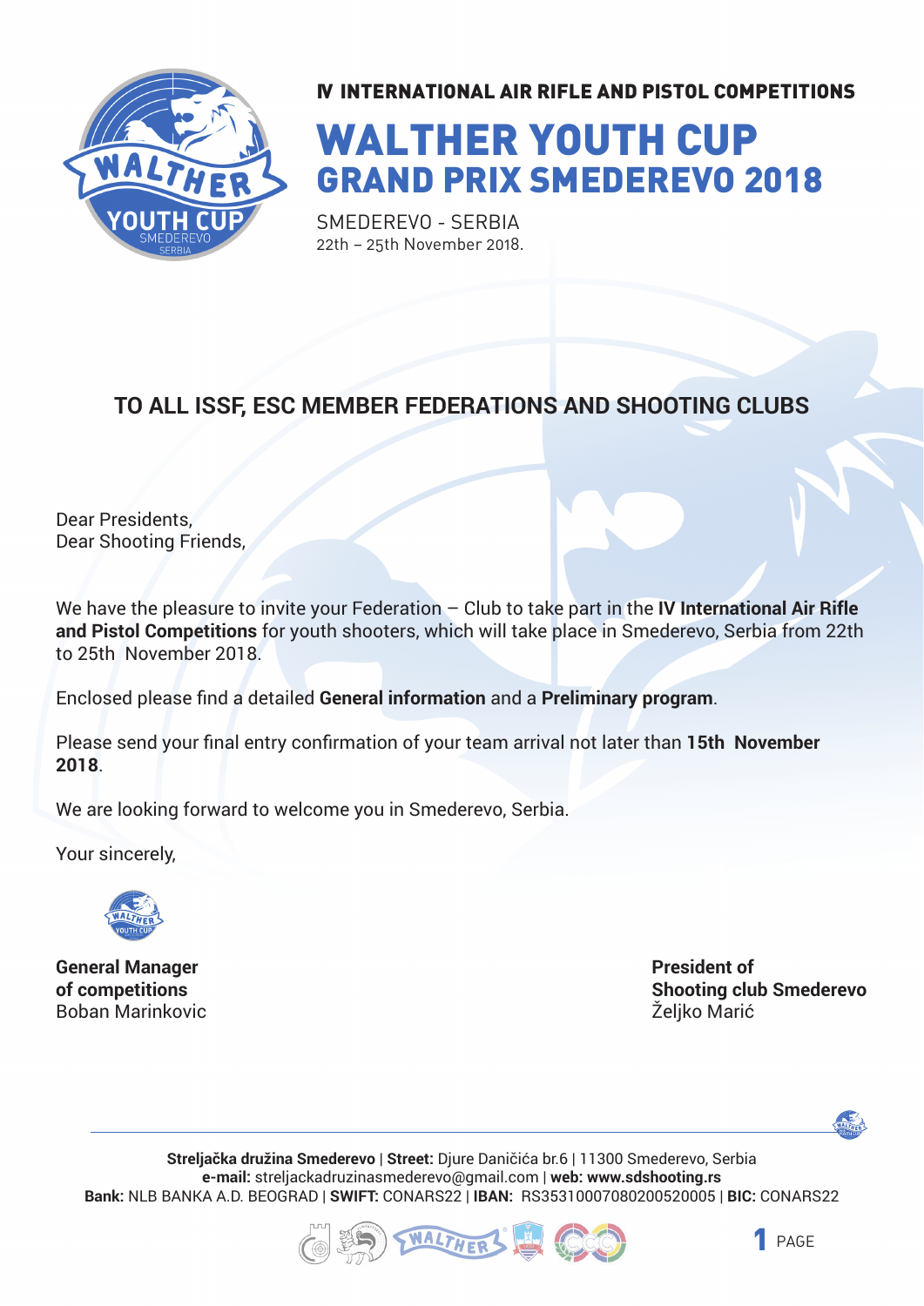# IV INTERNATIONAL AIR RIFLE AND PISTOL COMPETITIONS

# WALTHER YOUTH CUP

## GRAND PRIX SMEDEREVO 2018

SMEDEREVO - SERBIA
22th – 25th November 2018.

## TO ALL ISSF, ESC MEMBER FEDERATIONS AND SHOOTING CLUBS

Dear Presidents,
Dear Shooting Friends,

We have the pleasure to invite your Federation – Club to take part in the **IV International Air Rifle and Pistol Competitions** for youth shooters, which will take place in Smederevo, Serbia from 22th to 25th November 2018.

Enclosed please find a detailed **General information** and a **Preliminary program**.

Please send your final entry confirmation of your team arrival not later than **15th November 2018**.

We are looking forward to welcome you in Smederevo, Serbia.

Your sincerely,

**General Manager of competitions**
Boban Marinkovic

**President of Shooting club Smederevo**
Željko Marić

**Streljačka družina Smederevo** | **Street:** Djure Daničića br.6 | 11300 Smederevo, Serbia
**e-mail:** streljackadruzinasmederevo@gmail.com | **web: www.sdshooting.rs**
**Bank:** NLB BANKA A.D. BEOGRAD | **SWIFT:** CONARS22 | **IBAN:** RS35310007080200520005 | **BIC:** CONARS22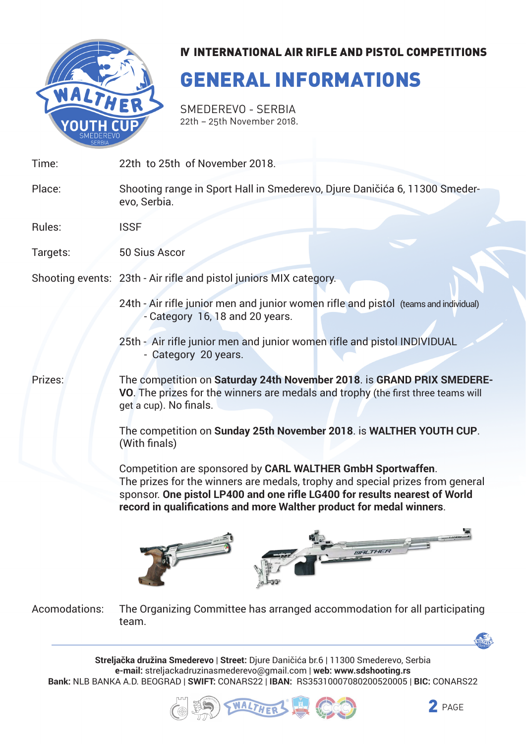### IV INTERNATIONAL AIR RIFLE AND PISTOL COMPETITIONS

# GENERAL INFORMATIONS

SMEDEREVO - SERBIA
22th – 25th November 2018.

| | |
|---|---|
| Time: | 22th to 25th of November 2018. |
| Place: | Shooting range in Sport Hall in Smederevo, Djure Daničića 6, 11300 Smederevo, Serbia. |
| Rules: | ISSF |
| Targets: | 50 Sius Ascor |
| Shooting events: | 23th - Air rifle and pistol juniors MIX category. |
| | 24th - Air rifle junior men and junior women rifle and pistol (teams and individual) - Category 16, 18 and 20 years. |
| | 25th - Air rifle junior men and junior women rifle and pistol INDIVIDUAL - Category 20 years. |
| Prizes: | The competition on **Saturday 24th November 2018**. is **GRAND PRIX SMEDEREVO**. The prizes for the winners are medals and trophy (the first three teams will get a cup). No finals. |
| | The competition on **Sunday 25th November 2018**. is **WALTHER YOUTH CUP**. (With finals) |
| | Competition are sponsored by **CARL WALTHER GmbH Sportwaffen**. The prizes for the winners are medals, trophy and special prizes from general sponsor. **One pistol LP400 and one rifle LG400 for results nearest of World record in qualifications and more Walther product for medal winners**. |
| Acomodations: | The Organizing Committee has arranged accommodation for all participating team. |

**Streljačka družina Smederevo** | **Street:** Djure Daničića br.6 | 11300 Smederevo, Serbia
**e-mail:** streljackadruzinasmederevo@gmail.com | **web: www.sdshooting.rs**
**Bank:** NLB BANKA A.D. BEOGRAD | **SWIFT:** CONARS22 | **IBAN:** RS35310007080200520005 | **BIC:** CONARS22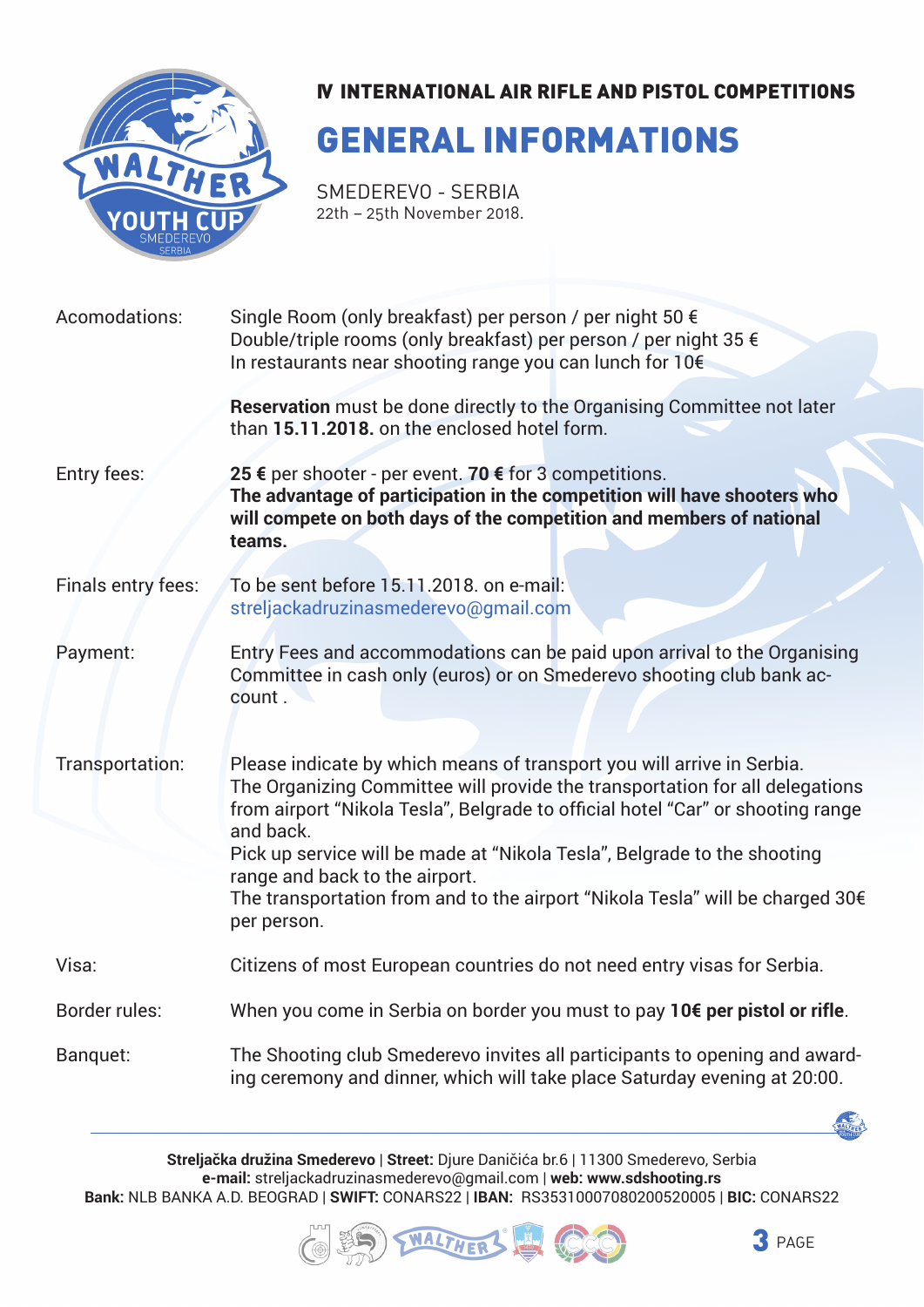# IV INTERNATIONAL AIR RIFLE AND PISTOL COMPETITIONS

# GENERAL INFORMATIONS

SMEDEREVO - SERBIA
22th – 25th November 2018.

| | |
|---|---|
| Acomodations: | Single Room (only breakfast) per person / per night 50 €<br>Double/triple rooms (only breakfast) per person / per night 35 €<br>In restaurants near shooting range you can lunch for 10€<br><br>**Reservation** must be done directly to the Organising Committee not later than **15.11.2018.** on the enclosed hotel form. |
| Entry fees: | **25 €** per shooter - per event. **70 €** for 3 competitions.<br>**The advantage of participation in the competition will have shooters who will compete on both days of the competition and members of national teams.** |
| Finals entry fees: | To be sent before 15.11.2018. on e-mail:<br>streljackadruzinasmederevo@gmail.com |
| Payment: | Entry Fees and accommodations can be paid upon arrival to the Organising Committee in cash only (euros) or on Smederevo shooting club bank account . |
| Transportation: | Please indicate by which means of transport you will arrive in Serbia.<br>The Organizing Committee will provide the transportation for all delegations from airport "Nikola Tesla", Belgrade to official hotel "Car" or shooting range and back.<br>Pick up service will be made at "Nikola Tesla", Belgrade to the shooting range and back to the airport.<br>The transportation from and to the airport "Nikola Tesla" will be charged 30€ per person. |
| Visa: | Citizens of most European countries do not need entry visas for Serbia. |
| Border rules: | When you come in Serbia on border you must to pay **10€ per pistol or rifle**. |
| Banquet: | The Shooting club Smederevo invites all participants to opening and awarding ceremony and dinner, which will take place Saturday evening at 20:00. |

**Streljačka družina Smederevo** | **Street:** Djure Daničića br.6 | 11300 Smederevo, Serbia
**e-mail:** streljackadruzinasmederevo@gmail.com | **web: www.sdshooting.rs**
**Bank:** NLB BANKA A.D. BEOGRAD | **SWIFT:** CONARS22 | **IBAN:** RS35310007080200520005 | **BIC:** CONARS22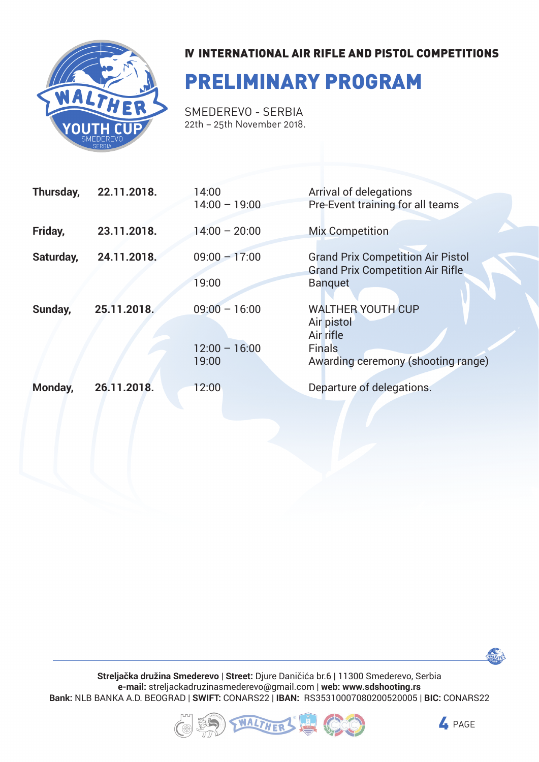IV INTERNATIONAL AIR RIFLE AND PISTOL COMPETITIONS

# PRELIMINARY PROGRAM

SMEDEREVO - SERBIA
22th – 25th November 2018.

| | | | |
|---|---|---|---|
| **Thursday,** | **22.11.2018.** | 14:00<br>14:00 – 19:00 | Arrival of delegations<br>Pre-Event training for all teams |
| **Friday,** | **23.11.2018.** | 14:00 – 20:00 | Mix Competition |
| **Saturday,** | **24.11.2018.** | 09:00 – 17:00<br><br>19:00 | Grand Prix Competition Air Pistol<br>Grand Prix Competition Air Rifle<br>Banquet |
| **Sunday,** | **25.11.2018.** | 09:00 – 16:00<br><br><br>12:00 – 16:00<br>19:00 | WALTHER YOUTH CUP<br>Air pistol<br>Air rifle<br>Finals<br>Awarding ceremony (shooting range) |
| **Monday,** | **26.11.2018.** | 12:00 | Departure of delegations. |

**Streljačka družina Smederevo** | **Street:** Djure Daničića br.6 | 11300 Smederevo, Serbia
**e-mail:** streljackadruzinasmederevo@gmail.com | **web: www.sdshooting.rs**
**Bank:** NLB BANKA A.D. BEOGRAD | **SWIFT:** CONARS22 | **IBAN:** RS35310007080200520005 | **BIC:** CONARS22